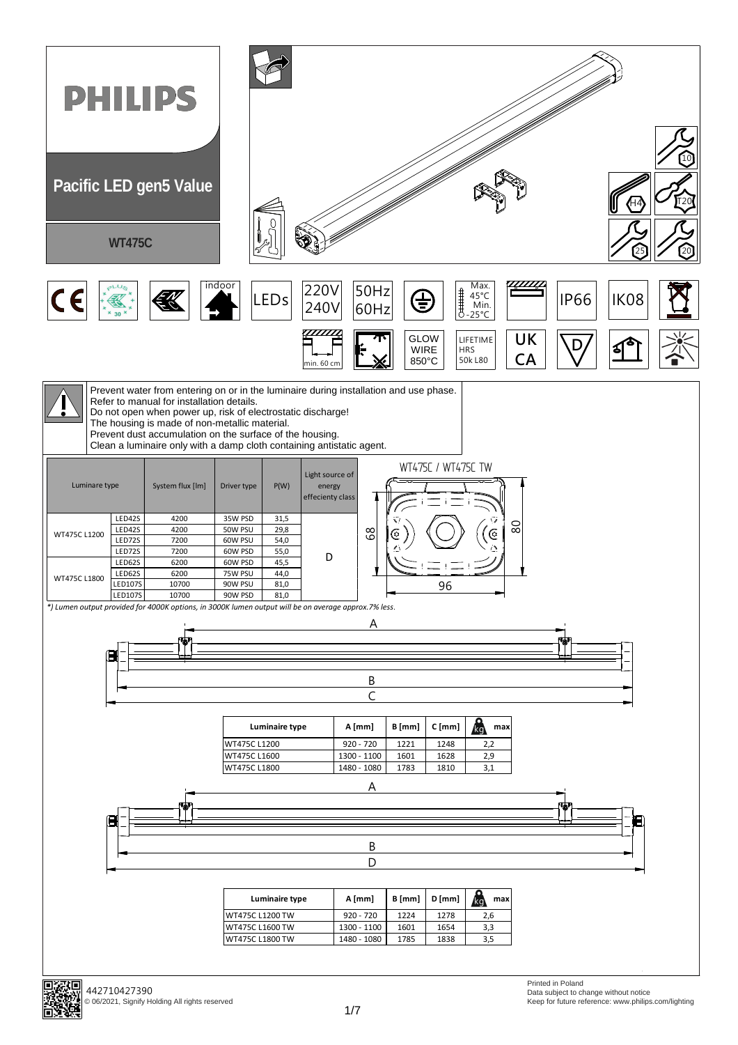# PHILIPS

## Pacific LED gen5 Value

### WT475C

indoor | LEDs | 220V 240V | 50Hz 60Hz | Max. 45°C Min. -25°C | IP66 | IK08 | min. 60 cm | GLOW WIRE 850°C | LIFETIME HRS 50k L80 | UK CA

Prevent water from entering on or in the luminaire during installation and use phase.
Refer to manual for installation details.
Do not open when power up, risk of electrostatic discharge!
The housing is made of non-metallic material.
Prevent dust accumulation on the surface of the housing.
Clean a luminaire only with a damp cloth containing antistatic agent.

| Luminaire type | | System flux [lm] | Driver type | P(W) | Light source of energy effeciency class |
|---|---|---|---|---|---|
| WT475C L1200 | LED42S | 4200 | 35W PSD | 31,5 | D |
| | LED42S | 4200 | 50W PSU | 29,8 | |
| | LED72S | 7200 | 60W PSU | 54,0 | |
| | LED72S | 7200 | 60W PSD | 55,0 | |
| WT475C L1800 | LED62S | 6200 | 60W PSD | 45,5 | |
| | LED62S | 6200 | 75W PSU | 44,0 | |
| | LED107S | 10700 | 90W PSU | 81,0 | |
| | LED107S | 10700 | 90W PSD | 81,0 | |

*) Lumen output provided for 4000K options, in 3000K lumen output will be on average approx.7% less.

WT475C / WT475C TW — 68 / 80 / 96

| Luminaire type | A [mm] | B [mm] | C [mm] | kg max |
|---|---|---|---|---|
| WT475C L1200 | 920 - 720 | 1221 | 1248 | 2,2 |
| WT475C L1600 | 1300 - 1100 | 1601 | 1628 | 2,9 |
| WT475C L1800 | 1480 - 1080 | 1783 | 1810 | 3,1 |

| Luminaire type | A [mm] | B [mm] | D [mm] | kg max |
|---|---|---|---|---|
| WT475C L1200 TW | 920 - 720 | 1224 | 1278 | 2,6 |
| WT475C L1600 TW | 1300 - 1100 | 1601 | 1654 | 3,3 |
| WT475C L1800 TW | 1480 - 1080 | 1785 | 1838 | 3,5 |

442710427390
© 06/2021, Signify Holding All rights reserved

Printed in Poland
Data subject to change without notice
Keep for future reference: www.philips.com/lighting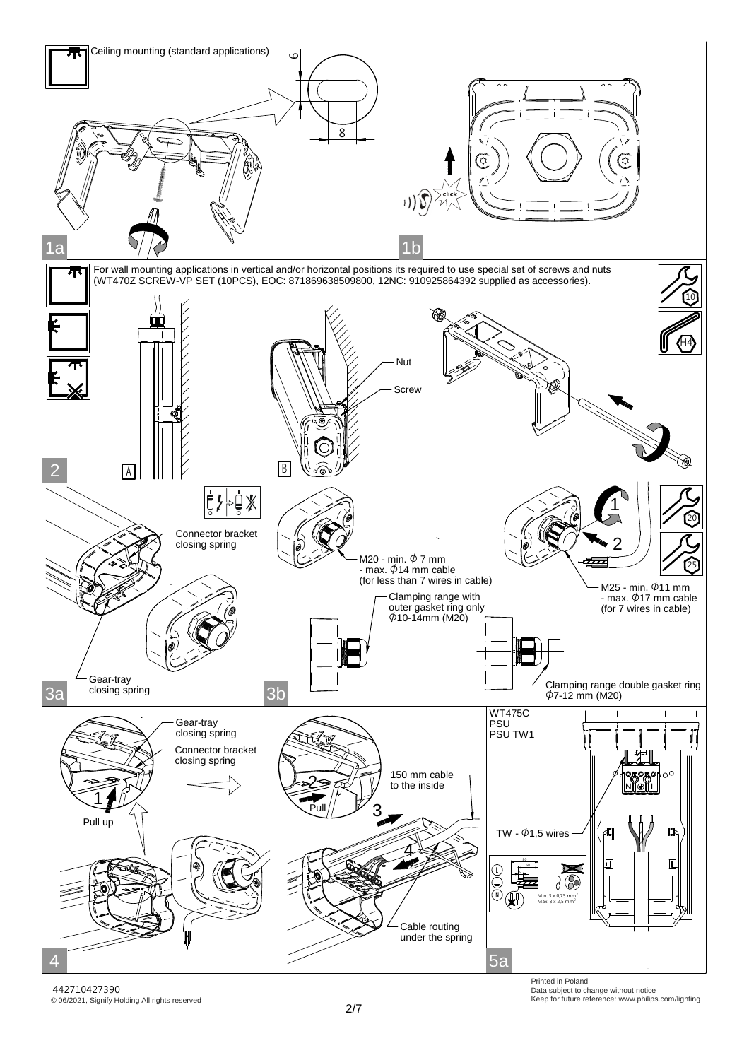## 1a

Ceiling mounting (standard applications)

6

8

## 1b

click

## 2

For wall mounting applications in vertical and/or horizontal positions its required to use special set of screws and nuts (WT470Z SCREW-VP SET (10PCS), EOC: 871869638509800, 12NC: 910925864392 supplied as accessories).

10

H4

A

B

Nut

Screw

## 3a

Connector bracket closing spring

Gear-tray closing spring

## 3b

M20 - min. Ø 7 mm - max. Ø14 mm cable (for less than 7 wires in cable)

Clamping range with outer gasket ring only Ø10-14mm (M20)

Clamping range double gasket ring Ø7-12 mm (M20)

1

2

20

25

M25 - min. Ø11 mm - max. Ø17 mm cable (for 7 wires in cable)

## 4

Gear-tray closing spring

Connector bracket closing spring

1

Pull up

2

Pull

150 mm cable to the inside

3

4

Cable routing under the spring

## 5a

WT475C PSU PSU TW1

N L

TW - Ø1,5 wires

80

60

Min. 3 x 0,75 mm²
Max. 3 x 2,5 mm²

442710427390
© 06/2021, Signify Holding All rights reserved

Printed in Poland
Data subject to change without notice
Keep for future reference: www.philips.com/lighting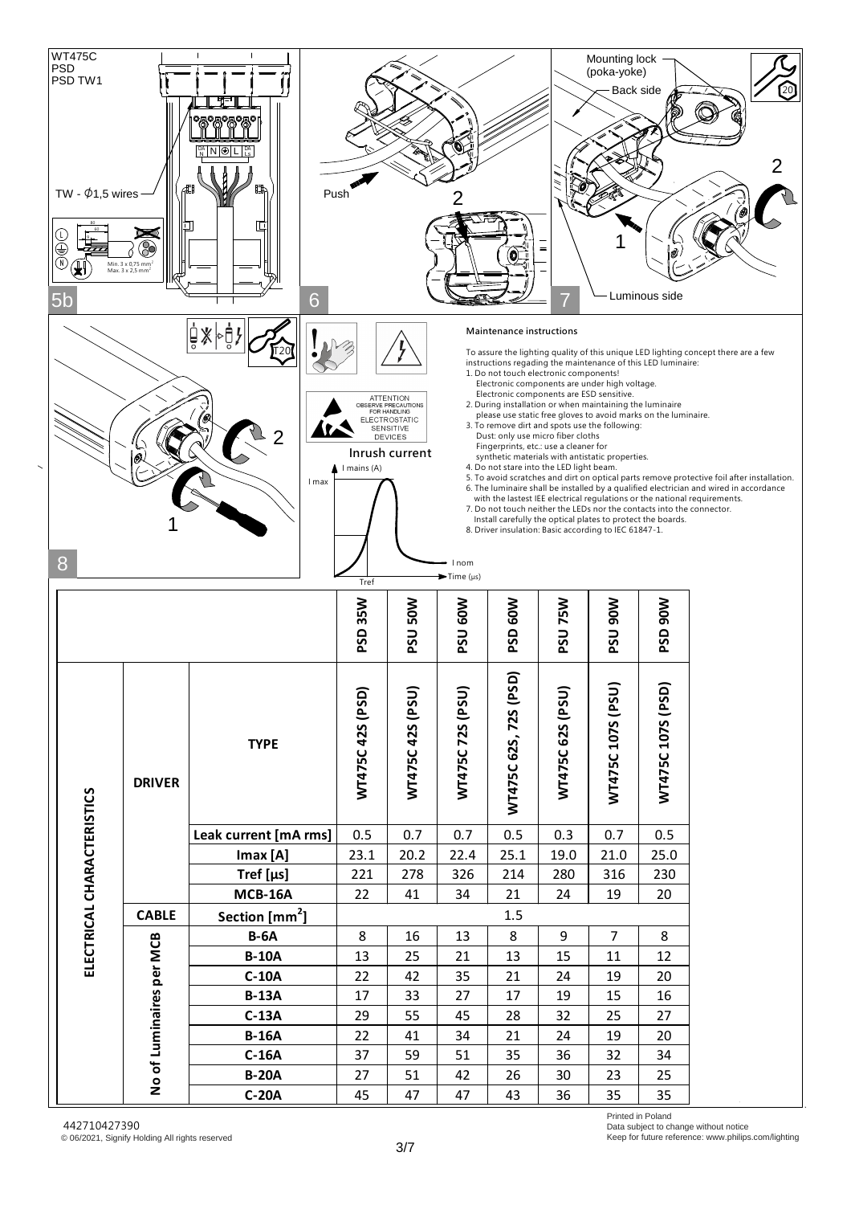WT475C
PSD
PSD TW1

TW - Φ1,5 wires

Min. 3 x 0,75 mm²
Max. 3 x 2,5 mm²

5b

Push

6

Mounting lock (poka-yoke)

Back side

Luminous side

7

8

ATTENTION
OBSERVE PRECAUTIONS FOR HANDLING
ELECTROSTATIC SENSITIVE DEVICES

**Inrush current**

I mains (A)

I max

I nom

Time (µs)

Tref

**Maintenance instructions**

To assure the lighting quality of this unique LED lighting concept there are a few instructions regading the maintenance of this LED luminaire:

1. Do not touch electronic components!
   Electronic components are under high voltage.
   Electronic components are ESD sensitive.
2. During installation or when maintaining the luminaire please use static free gloves to avoid marks on the luminaire.
3. To remove dirt and spots use the following:
   Dust: only use micro fiber cloths
   Fingerprints, etc.: use a cleaner for synthetic materials with antistatic properties.
4. Do not stare into the LED light beam.
5. To avoid scratches and dirt on optical parts remove protective foil after installation.
6. The luminaire shall be installed by a qualified electrician and wired in accordance with the lastest IEE electrical regulations or the national requirements.
7. Do not touch neither the LEDs nor the contacts into the connector.
   Install carefully the optical plates to protect the boards.
8. Driver insulation: Basic according to IEC 61847-1.

| ELECTRICAL CHARACTERISTICS | | | PSD 35W | PSU 50W | PSU 60W | PSD 60W | PSU 75W | PSU 90W | PSD 90W |
|---|---|---|---|---|---|---|---|---|---|
| | DRIVER | TYPE | WT475C 42S (PSD) | WT475C 42S (PSU) | WT475C 72S (PSU) | WT475C 62S, 72S (PSD) | WT475C 62S (PSU) | WT475C 107S (PSU) | WT475C 107S (PSD) |
| | | Leak current [mA rms] | 0.5 | 0.7 | 0.7 | 0.5 | 0.3 | 0.7 | 0.5 |
| | | Imax [A] | 23.1 | 20.2 | 22.4 | 25.1 | 19.0 | 21.0 | 25.0 |
| | | Tref [µs] | 221 | 278 | 326 | 214 | 280 | 316 | 230 |
| | | MCB-16A | 22 | 41 | 34 | 21 | 24 | 19 | 20 |
| | CABLE | Section [mm²] | 1.5 | | | | | | |
| | No of Luminaires per MCB | B-6A | 8 | 16 | 13 | 8 | 9 | 7 | 8 |
| | | B-10A | 13 | 25 | 21 | 13 | 15 | 11 | 12 |
| | | C-10A | 22 | 42 | 35 | 21 | 24 | 19 | 20 |
| | | B-13A | 17 | 33 | 27 | 17 | 19 | 15 | 16 |
| | | C-13A | 29 | 55 | 45 | 28 | 32 | 25 | 27 |
| | | B-16A | 22 | 41 | 34 | 21 | 24 | 19 | 20 |
| | | C-16A | 37 | 59 | 51 | 35 | 36 | 32 | 34 |
| | | B-20A | 27 | 51 | 42 | 26 | 30 | 23 | 25 |
| | | C-20A | 45 | 47 | 47 | 43 | 36 | 35 | 35 |

442710427390
© 06/2021, Signify Holding All rights reserved

Printed in Poland
Data subject to change without notice
Keep for future reference: www.philips.com/lighting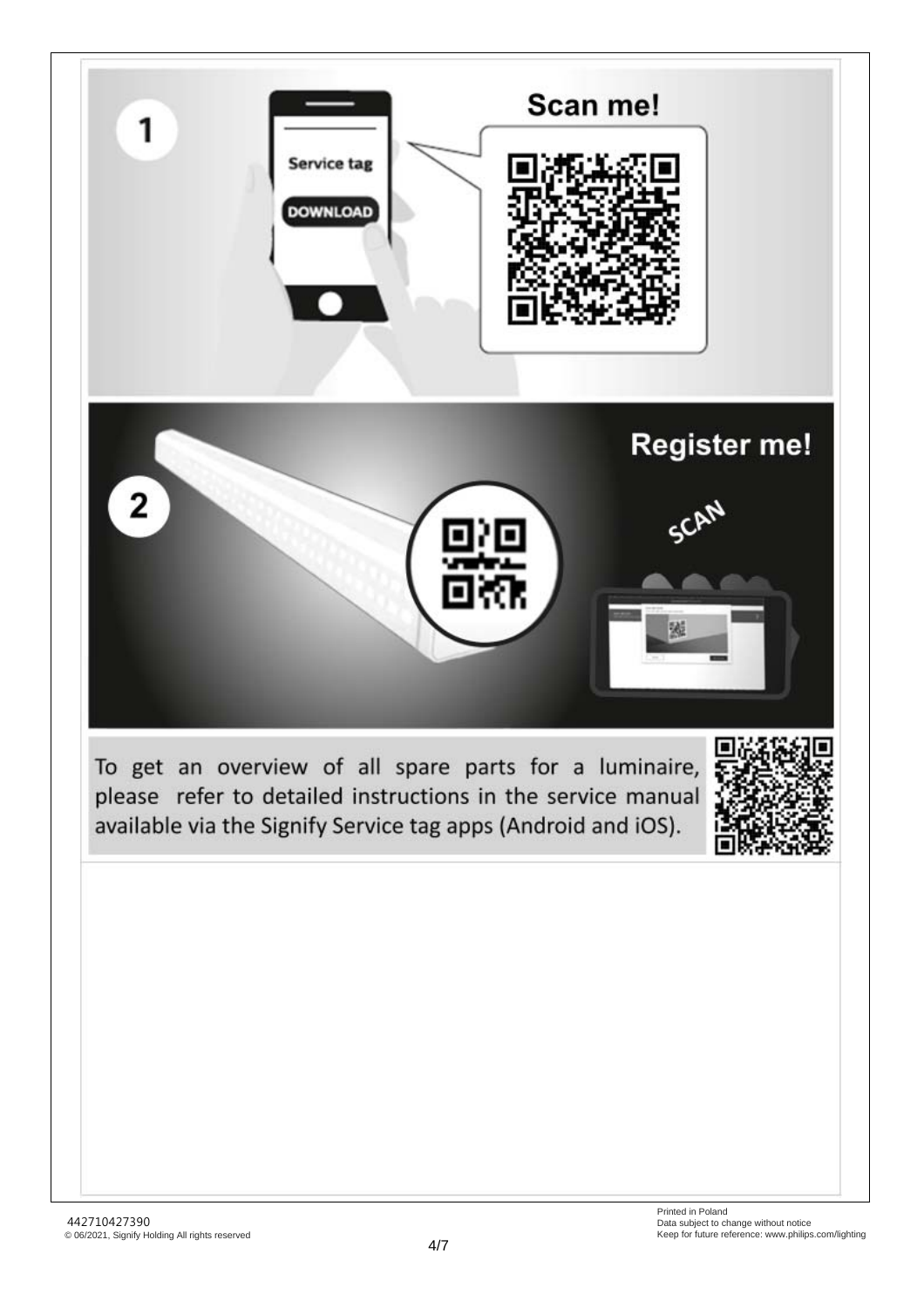**1**

Service tag

DOWNLOAD

**Scan me!**

**2**

**Register me!**

SCAN

To get an overview of all spare parts for a luminaire, please refer to detailed instructions in the service manual available via the Signify Service tag apps (Android and iOS).

442710427390
© 06/2021, Signify Holding All rights reserved

Printed in Poland
Data subject to change without notice
Keep for future reference: www.philips.com/lighting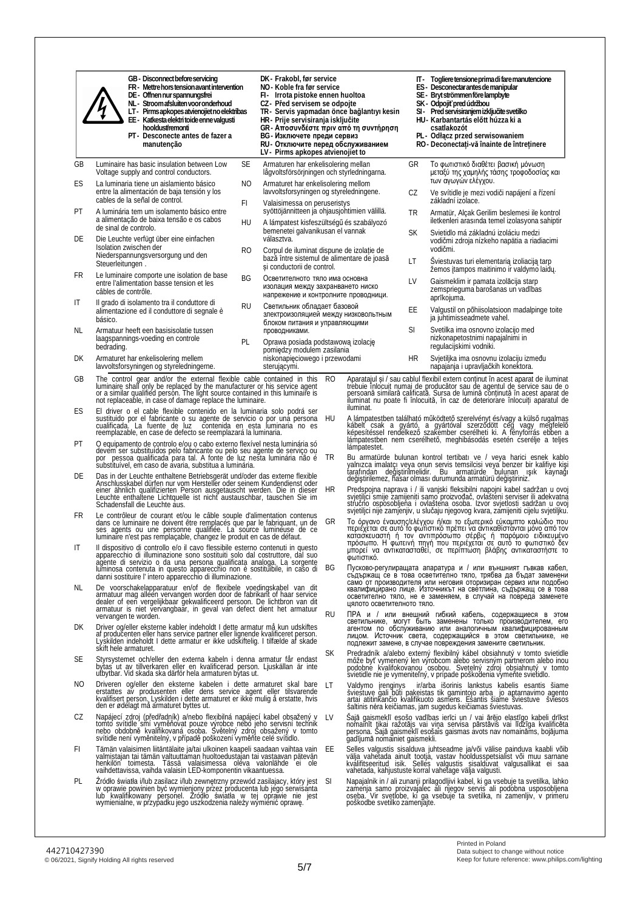GB - Disconnect before servicing
FR - Mettre hors tension avant intervention
DE - Offnen nur spannungsfrei
NL - Stroom afsluiten voor onderhoud
LT - Pirms apkopes atvienojiet no elektrības
EE - Katkesta elektri toide enne valgusti hooldust/remonti
PT - Desconecte antes de fazer a manutenção

DK - Frakobl, før service
NO - Koble fra før service
FI - Irrota pistoke ennen huoltoa
CZ - Před servisem se odpojte
TR - Servis yapmadan önce bağlantıyı kesin
HR - Prije servisiranja isključite
GR - Αποσυνδέστε πριν από τη συντήρηση
BG - Изключете преди сервиз
RU - Отключите перед обслуживанием
LV - Pirms apkopes atvienojiet to

IT - Togliere tensione prima di fare manutencione
ES - Desconectar antes de manipular
SE - Bryt strömmen före lampbyte
SK - Odpojiť pred údržbou
SI - Pred servisiranjem izključite svetilko
HU - Karbantartás előtt húzza ki a csatlakozót
PL - Odłącz przed serwisowaniem
RO - Deconectați-vă înainte de întreținere

GB Luminaire has basic insulation between Low Voltage supply and control conductors.

ES La luminaria tiene un aislamiento básico entre la alimentación de baja tensión y los cables de la señal de control.

PT A luminária tem um isolamento básico entre a alimentação de baixa tensão e os cabos de sinal de controlo.

DE Die Leuchte verfügt über eine einfachen Isolation zwischen der Niederspannungsversorgung und den Steuerleitungen .

FR Le luminaire comporte une isolation de base entre l'alimentation basse tension et les câbles de contrôle.

IT Il grado di isolamento tra il conduttore di alimentazione ed il conduttore di segnale è básico.

NL Armatuur heeft een basisisolatie tussen laagspannings-voeding en controle bedrading.

DK Armaturet har enkelisolering mellem lavvoltsforsyningen og styreledningerne.

SE Armaturen har enkelisolering mellan lågvoltsförsörjningen och styrledningarna.

NO Armaturet har enkelisolering mellom lavvoltsforsyningen og styreledningene.

FI Valaisimessa on perusristys syöttöjännitteen ja ohjausjohtimien välillä.

HU A lámpatest kisfeszültségű és szabályozó bemenetei galvanikusan el vannak választva.

RO Corpul de iluminat dispune de izolație de bază între sistemul de alimentare de joasă și conductorii de control.

BG Осветителното тяло има основна изолация между захранването ниско напрежение и контролните проводници.

RU Светильник обладает базовой электроизоляцией между низковольтным блоком питания и управляющим проводниками.

PL Oprawa posiada podstawową izolację pomiędzy modułem zasilania niskonapięciowego i przewodami sterującymi.

GR Το φωτιστικό διαθέτει βασική μόνωση μεταξύ της χαμηλής τάσης τροφοδοσίας και των αγωγών ελέγχου.

CZ Ve svítidle je mezi vodiči napájení a řízení základní izolace.

TR Armatür, Alçak Gerilim beslemesi ile kontrol iletkenleri arasında temel izolasyona sahiptir

SK Svietidlo má základnú izoláciu medzi vodičmi zdroja nízkeho napätia a riadiacimi vodičmi.

LT Šviestuvas turi elementarią izoliaciją tarp žemos įtampos maitinimo ir valdymo laidų.

LV Gaismeklim ir pamata izolācija starp zemsprieguma barošanas un vadības aprīkojuma.

EE Valgustil on põhiisolatsioon madalpinge toite ja juhtimisseadmete vahel.

SI Svetilka ima osnovno izolacijo med nizkonapetostnimi napajalnimi in regulacijskimi vodniki.

HR Svjetiljka ima osnovnu izolaciju između napajanja i upravljačkih konektora.

GB The control gear and/or the external flexible cable contained in this luminaire shall only be replaced by the manufacturer or his service agent or a similar qualified person. The light source contained in this luminaire is not replaceable, in case of damage replace the luminaire.

ES El driver o el cable flexible contenido en la luminaria solo podrá ser sustituido por el fabricante o su agente de servicio o por una persona cualificada. La fuente de luz contenida en esta luminaria no es reemplazable, en case de defecto se reemplazará la luminaria.

PT O equipamento de controlo e/ou o cabo externo flexível nesta luminária só devem ser substituídos pelo fabricante ou pelo seu agente de serviço ou por pessoa qualificada para tal. A fonte de luz nesta luminária não é substituível, em caso de avaria, substitua a luminária.

DE Das in der Leuchte enthaltene Betriebsgerät und/oder das externe flexible Anschlusskabel dürfen nur vom Hersteller oder seinem Kundendienst oder einer ähnlich qualifizierten Person ausgetauscht werden. Die in dieser Leuchte enthaltene Lichtquelle ist nicht austauschbar, tauschen Sie im Schadensfall die Leuchte aus.

FR Le contrôleur de courant et/ou le câble souple d'alimentation contenus dans ce luminaire ne doivent être remplacés que par le fabriquant, un de ses agents ou une personne qualifiée. La source lumineuse de ce luminaire n'est pas remplaçable, changez le produit en cas de défaut.

IT Il dispositivo di controllo e/o il cavo flessibile esterno contenuti in questo apparecchio di illuminazione sono sostituiti solo dal costruttore, dal suo agente di servizio o da una persona qualificata analoga. La sorgente luminosa contenuta in questo apparecchio non è sostituibile, in caso di danni sostituire l' intero apparecchio di illuminazione.

NL De voorschakelapparatuur en/of de flexibele voedingskabel van dit armatuur mag alleen vervangen worden door de fabrikant of haar service dealer of een vergelijkbaar gekwalificeerd persoon. De lichtbron van dit armatuur is niet vervangbaar, in geval van defect dient het armatuur vervangen te worden.

DK Driver og/eller eksterne kabler indeholdt I dette armatur må kun udskiftes af producenten eller hans service partner eller lignende kvalificeret person. Lyskilden indeholdt I dette armatur er ikke udskiftelig. I tilfælde af skade skift hele armaturet.

SE Styrsystemet och/eller den externa kabeln i denna armatur får endast bytas ut av tillverkaren eller en kvalificerad person. Ljuskällan är inte utbytbar. Vid skada ska därför hela armaturen bytas ut.

NO Driveren og/eller den eksterne kabelen i dette armaturet skal bare erstattes av produsenten eller dens service agent eller tilsvarende kvalifisert person. Lyskilden i dette armaturet er ikke mulig å erstatte, hvis den er ødelagt må armaturet byttes ut.

CZ Napájecí zdroj (předřadník) a/nebo flexibilní napájecí kabel obsažený v tomto svítidle smí vyměňovat pouze výrobce nebo jeho servisní technik nebo obdobně kvalifikovaná osoba. Světelný zdroj obsažený v tomto svítidle není vyměnitelný, v případě poškození vyměňte celé svítidlo.

FI Tämän valaisimen liitäntälaite ja/tai ulkoinen kaapeli saadaan vaihtaa vain valmistajan tai tämän valtuuttaman huoltoedustajan tai vastaavan pätevän henkilön toimesta. Tässä valaisimessa oleva valonlähde ei ole vaihdettavissa, vaihda valaisin LED-komponentin vikaantuessa.

PL Źródło światła i/lub zasilacz i/lub zewnętrzny przewód zasilający, który jest w oprawie powinien być wymieniony przez producenta lub jego serwisanta lub kwalifikowany personel. Źródło światła w tej oprawie nie jest wymienialne, w przypadku jego uszkodzenia należy wymienić oprawę.

RO Aparatajul și / sau cablul flexibil extern conținut în acest aparat de iluminat trebuie înlocuit numai de producător sau de agentul de service sau de o persoană similară calificată. Sursa de lumină conținută în acest aparat de iluminat nu poate fi înlocuită, în caz de deteriorare înlocuiți aparatul de iluminat.

HU A lámpatestben található működtető szerelvényt és/vagy a külső rugalmas kábelt csak a gyártó, a gyártóval szerződött cég vagy megfelelő képesítéssel rendelkező szakember cserélheti ki. A fényforrás ebben a lámpatestben nem cserélhető, meghibásodás esetén cserélje a teljes lámpatestet.

TR Bu armatürde bulunan kontrol tertibatı ve / veya harici esnek kablo yalnızca imalatçı veya onun servis temsilcisi veya benzer bir kalifiye kişi tarafından değiştirilmelidir. Bu armatürde bulunan ışık kaynağı değiştirilemez, hasar olması durumunda armatürü değiştiriniz.

HR Predspojna naprava i / ili vanjski fleksibilni napojni kabel sadržan u ovoj svjetiljci smije zamijeniti samo proizvođač, ovlašteni serviser ili adekvatna stručno osposobljena i ovlaštena osoba. Izvor svjetlosti sadržan u ovoj svjetiljci nije zamjenjiv, u slučaju njegovog kvara, zamijeniti cijelu svjetiljku.

GR Το όργανο έναυσης/ελέγχου ή/και το εξωτερικό εύκαμπτο καλώδιο που περιέχεται σε αυτό το φωτιστικό πρέπει να αντικαθίστανται μόνο από τον κατασκευαστή ή τον αντιπρόσωπο σέρβις ή παρόμοιο ειδικευμένο πρόσωπο. Η φωτεινή πηγή που περιέχεται σε αυτό το φωτιστικό δεν μπορεί να αντικατασταθεί, σε περίπτωση βλάβης αντικαταστήστε το φωτιστικό.

BG Пусково-регулиращата апаратура и / или външният гъвкав кабел, съдържащ се в това осветително тяло, трябва да бъдат заменени само от производителя или неговия оторизиран сервиз или подобно квалифицирано лице. Източникът на светлина, съдържащ се в това осветително тяло, не е заменяем, в случай на повреда заменете цялото осветително тяло.

RU ПРА и / или внешний гибкий кабель, содержащиеся в этом светильнике, могут быть заменены только производителем, его агентом по обслуживанию или аналогичным квалифицированным лицом. Источник света, содержащийся в этом светильнике, не подлежит замене, в случае повреждения замените светильник.

SK Predradník a/alebo externý flexibilný kábel obsiahnutý v tomto svietidle môže byť vymenený len výrobcom alebo servisným partnerom alebo inou podobne kvalifokovanou osobou. Svetelný zdroj obsiahnutý v tomto svietidle nie je vymeniteľný, v prípade poškodenia vymeňte svietidlo.

LT Valdymo įrenginys ir/arba išorinis lankstus kabelis esantis šiame šviestuve gali būti pakeistas tik gamintojo arba jo aptarnavimo agento artai atitinkančio kvalifikuoto asmens. Esantis šiame šviestuve šviesos šaltinis nėra keičiamas, jam sugedus keičiamas šviestuvas.

LV Šajā gaismeklī esošo vadības ierīci un / vai ārējo elastīgo kabeli drīkst nomainīt tikai ražotājs vai viņa servisa pārstāvis vai līdzīga kvalificēta persona. Šajā gaismeklī esošais gaismas avots nav nomaināms, bojājuma gadījumā nomainiet gaismekli.

EE Selles valgustis sisalduva juhtseadme ja/või välise painduva kaabli võib välja vahetada ainult tootja, vastav hooldusspetsialist või muu sarnane kvalifitseeritud isik. Selles valgustis sisalduvat valgusallikat ei saa vahetada, kahjustuste korral vahetage välja valgusti.

SI Napajalnik in / ali zunanji prilagodljivi kabel, ki ga vsebuje ta svetilka, lahko zamenja samo proizvajalec ali njegov servis ali podobno usposobljena oseba. Vir svetlobe, ki ga vsebuje ta svetilka, ni zamenljiv, v primeru poškodbe svetilko zamenjajte.

442710427390
© 06/2021, Signify Holding All rights reserved

Printed in Poland
Data subject to change without notice
Keep for future reference: www.philips.com/lighting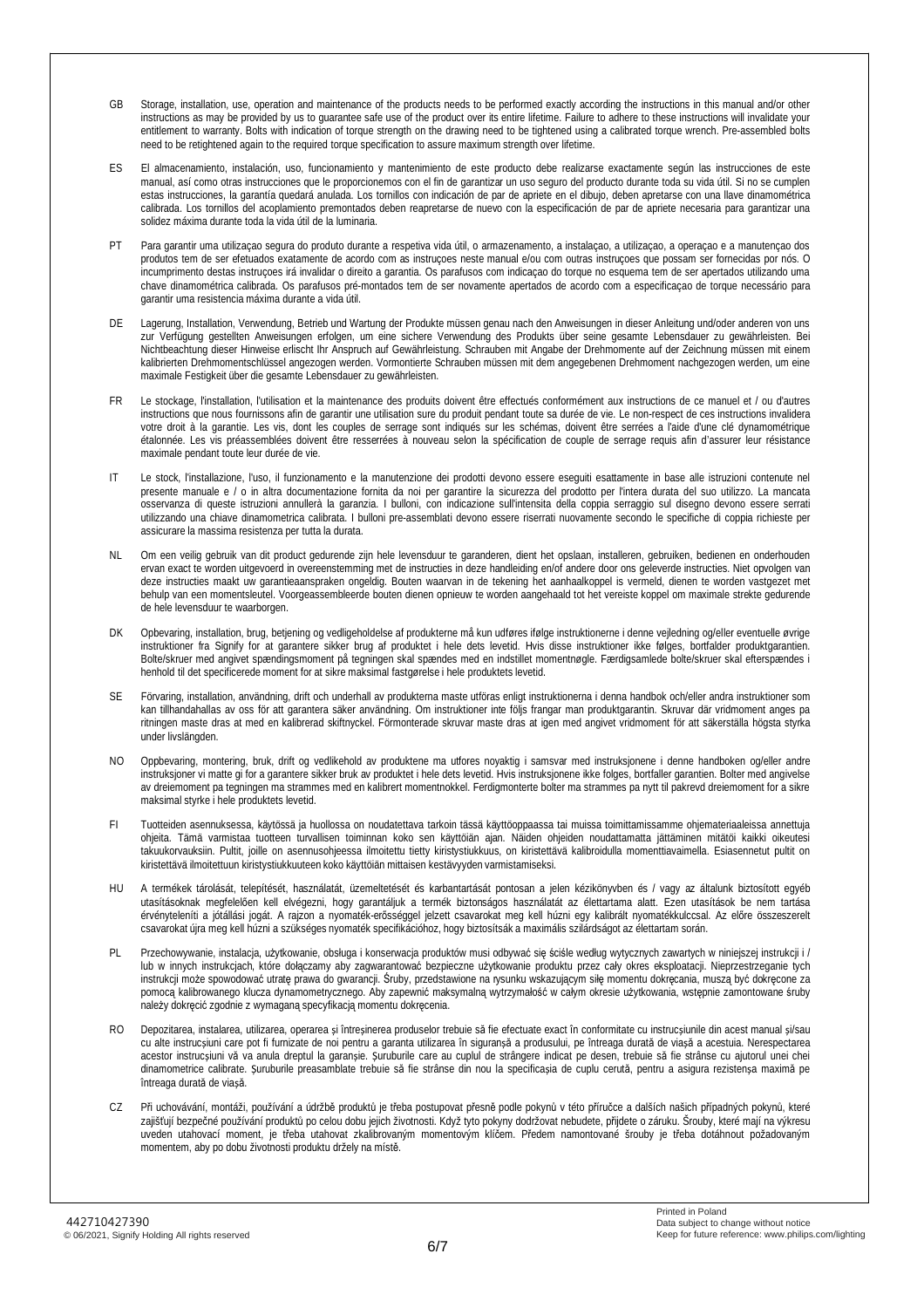GB Storage, installation, use, operation and maintenance of the products needs to be performed exactly according the instructions in this manual and/or other instructions as may be provided by us to guarantee safe use of the product over its entire lifetime. Failure to adhere to these instructions will invalidate your entitlement to warranty. Bolts with indication of torque strength on the drawing need to be tightened using a calibrated torque wrench. Pre-assembled bolts need to be retightened again to the required torque specification to assure maximum strength over lifetime.

ES El almacenamiento, instalación, uso, funcionamiento y mantenimiento de este producto debe realizarse exactamente según las instrucciones de este manual, así como otras instrucciones que le proporcionemos con el fin de garantizar un uso seguro del producto durante toda su vida útil. Si no se cumplen estas instrucciones, la garantía quedará anulada. Los tornillos con indicación de par de apriete en el dibujo, deben apretarse con una llave dinamométrica calibrada. Los tornillos del acoplamiento premontados deben reapretarse de nuevo con la especificación de par de apriete necesaria para garantizar una solidez máxima durante toda la vida útil de la luminaria.

PT Para garantir uma utilizaçao segura do produto durante a respetiva vida útil, o armazenamento, a instalaçao, a utilizaçao, a operaçao e a manutençao dos produtos tem de ser efetuados exatamente de acordo com as instruçoes neste manual e/ou com outras instruçoes que possam ser fornecidas por nós. O incumprimento destas instruçoes irá invalidar o direito a garantia. Os parafusos com indicaçao do torque no esquema tem de ser apertados utilizando uma chave dinamométrica calibrada. Os parafusos pré-montados tem de ser novamente apertados de acordo com a especificaçao de torque necessário para garantir uma resistencia máxima durante a vida útil.

DE Lagerung, Installation, Verwendung, Betrieb und Wartung der Produkte müssen genau nach den Anweisungen in dieser Anleitung und/oder anderen von uns zur Verfügung gestellten Anweisungen erfolgen, um eine sichere Verwendung des Produkts über seine gesamte Lebensdauer zu gewährleisten. Bei Nichtbeachtung dieser Hinweise erlischt Ihr Anspruch auf Gewährleistung. Schrauben mit Angabe der Drehmomente auf der Zeichnung müssen mit einem kalibrierten Drehmomentschlüssel angezogen werden. Vormontierte Schrauben müssen mit dem angegebenen Drehmoment nachgezogen werden, um eine maximale Festigkeit über die gesamte Lebensdauer zu gewährleisten.

FR Le stockage, l'installation, l'utilisation et la maintenance des produits doivent être effectués conformément aux instructions de ce manuel et / ou d'autres instructions que nous fournissons afin de garantir une utilisation sure du produit pendant toute sa durée de vie. Le non-respect de ces instructions invalidera votre droit à la garantie. Les vis, dont les couples de serrage sont indiqués sur les schémas, doivent être serrées à l'aide d'une clé dynamométrique étalonnée. Les vis préassemblées doivent être resserrées à nouveau selon la spécification de couple de serrage requis afin d'assurer leur résistance maximale pendant toute leur durée de vie.

IT Le stock, l'installazione, l'uso, il funzionamento e la manutenzione dei prodotti devono essere eseguiti esattamente in base alle istruzioni contenute nel presente manuale e / o in altra documentazione fornita da noi per garantire la sicurezza del prodotto per l'intera durata del suo utilizzo. La mancata osservanza di queste istruzioni annullerà la garanzia. I bulloni, con indicazione sull'intensita della coppia serraggio sul disegno devono essere serrati utilizzando una chiave dinamometrica calibrata. I bulloni pre-assemblati devono essere riserrati nuovamente secondo le specifiche di coppia richieste per assicurare la massima resistenza per tutta la durata.

NL Om een veilig gebruik van dit product gedurende zijn hele levensduur te garanderen, dient het opslaan, installeren, gebruiken, bedienen en onderhouden ervan exact te worden uitgevoerd in overeenstemming met de instructies in deze handleiding en/of andere door ons geleverde instructies. Niet opvolgen van deze instructies maakt uw garantieaanspraken ongeldig. Bouten waarvan in de tekening het aanhaalkoppel is vermeld, dienen te worden vastgezet met behulp van een momentsleutel. Voorgeassembleerde bouten dienen opnieuw te worden aangehaald tot het vereiste koppel om maximale strekte gedurende de hele levensduur te waarborgen.

DK Opbevaring, installation, brug, betjening og vedligeholdelse af produkterne må kun udføres ifølge instruktionerne i denne vejledning og/eller eventuelle øvrige instruktioner fra Signify for at garantere sikker brug af produktet i hele dets levetid. Hvis disse instruktioner ikke følges, bortfalder produktgarantien. Bolte/skruer med angivet spændingsmoment på tegningen skal spændes med en indstillet momentnøgle. Færdigsamlede bolte/skruer skal efterspændes i henhold til det specificerede moment for at sikre maksimal fastgørelse i hele produktets levetid.

SE Förvaring, installation, användning, drift och underhall av produkterna maste utföras enligt instruktionerna i denna handbok och/eller andra instruktioner som kan tillhandahallas av oss för att garantera säker användning. Om instruktioner inte följs frangar man produktgarantin. Skruvar där vridmoment anges pa ritningen maste dras at med en kalibrerad skiftnyckel. Förmonterade skruvar maste dras at igen med angivet vridmoment för att säkerställa högsta styrka under livslängden.

NO Oppbevaring, montering, bruk, drift og vedlikehold av produktene ma utfores noyaktig i samsvar med instruksjonene i denne handboken og/eller andre instruksjoner vi matte gi for a garantere sikker bruk av produktet i hele dets levetid. Hvis instruksjonene ikke folges, bortfaller garantien. Bolter med angivelse av dreiemoment pa tegningen ma strammes med en kalibrert momentnokkel. Ferdigmonterte bolter ma strammes pa nytt til pakrevd dreiemoment for a sikre maksimal styrke i hele produktets levetid.

FI Tuotteiden asennuksessa, käytössä ja huollossa on noudatettava tarkoin tässä käyttöoppaassa tai muissa toimittamissamme ohjemateriaaleissa annettuja ohjeita. Tämä varmistaa tuotteen turvallisen toiminnan koko sen käyttöiän ajan. Näiden ohjeiden noudattamatta jättäminen mitätöi kaikki oikeutesi takuukorvauksiin. Pultit, joille on asennusohjeessa ilmoitettu tietty kiristystiukkuus, on kiristettävä kalibroidulla momenttiavaimella. Esiasennetut pultit on kiristettävä ilmoitettuun kiristystiukkuuteen koko käyttöiän mittaisen kestävyyden varmistamiseksi.

HU A termékek tárolását, telepítését, használatát, üzemeltetését és karbantartását pontosan a jelen kézikönyvben és / vagy az általunk biztosított egyéb utasításoknak megfelelően kell elvégezni, hogy garantáljuk a termék biztonságos használatát az élettartama alatt. Ezen utasítások be nem tartása érvényteleníti a jótállási jogát. A rajzon a nyomaték-erősséggel jelzett csavarokat meg kell húzni egy kalibrált nyomatékkulccsal. Az előre összeszerelt csavarokat újra meg kell húzni a szükséges nyomaték specifikációhoz, hogy biztosítsák a maximális szilárdságot az élettartam során.

PL Przechowywanie, instalacja, użytkowanie, obsługa i konserwacja produktów musi odbywać się ściśle według wytycznych zawartych w niniejszej instrukcji i / lub w innych instrukcjach, które dołączamy aby zagwarantować bezpieczne użytkowanie produktu przez cały okres eksploatacji. Nieprzestrzeganie tych instrukcji może spowodować utratę prawa do gwarancji. Śruby, przedstawione na rysunku wskazującym siłę momentu dokręcania, muszą być dokręcone za pomocą kalibrowanego klucza dynamometrycznego. Aby zapewnić maksymalną wytrzymałość w całym okresie użytkowania, wstępnie zamontowane śruby należy dokręcić zgodnie z wymaganą specyfikacją momentu dokręcenia.

RO Depozitarea, instalarea, utilizarea, operarea și întreținerea produselor trebuie să fie efectuate exact în conformitate cu instrucțiunile din acest manual și/sau cu alte instrucțiuni care pot fi furnizate de noi pentru a garanta utilizarea în siguranță a produsului, pe întreaga durată de viață a acestuia. Nerespectarea acestor instrucțiuni vă va anula dreptul la garanție. Șuruburile care au cuplul de strângere indicat pe desen, trebuie să fie strânse cu ajutorul unei chei dinamometrice calibrate. Șuruburile preasamblate trebuie să fie strânse din nou la specificația de cuplu cerută, pentru a asigura rezistența maximă pe întreaga durată de viață.

CZ Při uchovávání, montáži, používání a údržbě produktů je třeba postupovat přesně podle pokynů v této příručce a dalších našich případných pokynů, které zajišťují bezpečné používání produktů po celou dobu jejich životnosti. Když tyto pokyny dodržovat nebudete, přijdete o záruku. Šrouby, které mají na výkresu uveden utahovací moment, je třeba utahovat zkalibrovaným momentovým klíčem. Předem namontované šrouby je třeba dotáhnout požadovaným momentem, aby po dobu životnosti produktu držely na místě.

442710427390
© 06/2021, Signify Holding All rights reserved

Printed in Poland
Data subject to change without notice
Keep for future reference: www.philips.com/lighting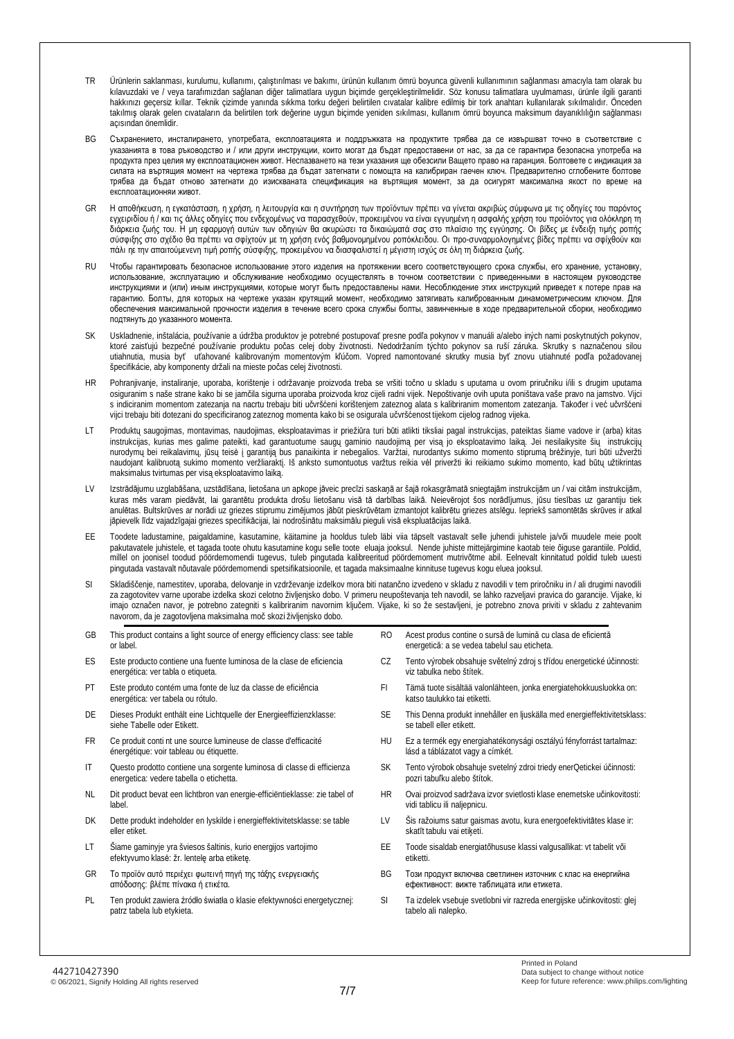TR Ürünlerin saklanması, kurulumu, kullanımı, çalıştırılması ve bakımı, ürünün kullanım ömrü boyunca güvenli kullanımının sağlanması amacıyla tam olarak bu kılavuzdaki ve / veya tarafımızdan sağlanan diğer talimatlara uygun biçimde gerçekleştirilmelidir. Söz konusu talimatlara uyulmaması, ürünle ilgili garanti hakkınızı geçersiz kılar. Teknik çizimde yanında sıkma torku değeri belirtilen cıvatalar kalibre edilmiş bir tork anahtarı kullanılarak sıkılmalıdır. Önceden takılmış olarak gelen cıvataların da belirtilen tork değerine uygun biçimde yeniden sıkılması, kullanım ömrü boyunca maksimum dayanıklılığın sağlanması açısından önemlidir.

BG Съхранението, инсталирането, употребата, експлоатацията и поддръжката на продуктите трябва да се извършват точно в съответствие с указанията в това ръководство и / или други инструкции, които могат да бъдат предоставени от нас, за да се гарантира безопасна употреба на продукта през целия му експлоатационен живот. Неспазването на тези указания ще обезсили Вашето право на гаранция. Болтовете с индикация за силата на въртящия момент на чертежа трябва да бъдат затегнати с помощта на калибриран гаечен ключ. Предварително сглобените болтове трябва да бъдат отново затегнати до изискваната спецификация на въртящия момент, за да осигурят максимална якост по време на експлоатационняи живот.

GR Η αποθήκευση, η εγκατάσταση, η χρήση, η λειτουργία και η συντήρηση των προϊόντων πρέπει να γίνεται ακριβώς σύμφωνα με τις οδηγίες του παρόντος εγχειριδίου ή / και τις άλλες οδηγίες που ενδεχομένως να παρασχεθούν, προκειμένου να είναι εγγυημένη η ασφαλής χρήση του προϊόντος για ολόκληρη τη διάρκεια ζωής του. Η μη εφαρμογή αυτών των οδηγιών θα ακυρώσει τα δικαιώματά σας στο πλαίσιο της εγγύησης. Οι βίδες με ένδειξη τιμής ροπής σύσφιξης στο σχέδιο θα πρέπει να σφίχτούν με τη χρήση ενός βαθμονομημένου ροπόκλειδου. Οι προ-συναρμολογημένες βίδες πρέπει να σφίχθούν και πάλι ηε την απαιτούμενη τιμή ροπής σύσφιξης, προκειμένου να διασφαλιστεί η μέγιστη ισχύς σε όλη τη διάρκεια ζωής.

RU Чтобы гарантировать безопасное использование этого изделия на протяжении всего соответствующего срока службы, его хранение, установку, использование, эксплуатацию и обслуживание необходимо осуществлять в точном соответствии с приведенными в настоящем руководстве инструкциями и (или) иным инструкциями, которые могут быть предоставлены нами. Несоблюдение этих инструкций приведет к потере прав на гарантию. Болты, для которых на чертеже указан крутящий момент, необходимо затягивать калиброванным динамометрическим ключом. Для обеспечения максимальной прочности изделия в течение всего срока службы болты, завинченные в ходе предварительной сборки, необходимо подтянуть до указанного момента.

SK Uskladnenie, inštalácia, používanie a údržba produktov je potrebné postupovať presne podľa pokynov v manuáli a/alebo iných nami poskytnutých pokynov, ktoré zaisťujú bezpečné používanie produktu počas celej doby životnosti. Nedodržaním týchto pokynov sa ruší záruka. Skrutky s naznačenou silou utiahnutia, musia byť uťahované kalibrovaným momentovým kľúčom. Vopred namontované skrutky musia byť znovu utiahnuté podľa požadovanej špecifikácie, aby komponenty držali na mieste počas celej životnosti.

HR Pohranjivanje, instaliranje, uporaba, korištenje i održavanje proizvoda treba se vršiti točno u skladu s uputama u ovom priručniku i/ili s drugim uputama osiguranim s naše strane kako bi se jamčila sigurna uporaba proizvoda kroz cijeli radni vijek. Nepoštivanje ovih uputa poništava vaše pravo na jamstvo. Vijci s indiciranim momentom zatezanja na nacrtu trebaju biti učvršćeni korištenjem zateznog alata s kalibriranim momentom zatezanja. Također i već učvršćeni vijci trebaju biti dotezani do specificiranog zateznog momenta kako bi se osigurala učvršćenost tijekom cijelog radnog vijeka.

LT Produktų saugojimas, montavimas, naudojimas, eksploatavimas ir priežiūra turi būti atlikti tiksliai pagal instrukcijas, pateiktas šiame vadove ir (arba) kitas instrukcijas, kurias mes galime pateikti, kad garantuotume saugų gaminio naudojimą per visą jo eksploatavimo laiką. Jei nesilaikysite šių instrukcijų nurodymų bei reikalavimų, jūsų teisė į garantiją bus panaikinta ir nebegalios. Varžtai, nurodantys sukimo momento stiprumą brėžinyje, turi būti užveržti naudojant kalibruotą sukimo momento veržliaraktį. Iš anksto sumontuotus varžtus reikia vėl priveržti iki reikiamo sukimo momento, kad būtų užtikrintas maksimalus tvirtumas per visą eksploatavimo laiką.

LV Izstrādājumu uzglabāšana, uzstādīšana, lietošana un apkope jāveic precīzi saskaņā ar šajā rokasgrāmatā sniegtajām instrukcijām un / vai citām instrukcijām, kuras mēs varam piedāvāt, lai garantētu produkta drošu lietošanu visā tā darbības laikā. Neievērojot šos norādījumus, jūsu tiesības uz garantiju tiek anulētas. Bultskrūves ar norādi uz griezes stiprumu zīmējumos jābūt pieskrūvētam izmantojot kalibrētu griezes atslēgu. Iepriekš samontētās skrūves ir atkal jāpievelk līdz vajadzīgajai griezes specifikācijai, lai nodrošinātu maksimālu pieguli visā ekspluatācijas laikā.

EE Toodete ladustamine, paigaldamine, kasutamine, käitamine ja hooldus tuleb läbi viia täpselt vastavalt selle juhendi juhistele ja/või muudele meie poolt pakutavatele juhistele, et tagada toote ohutu kasutamine kogu selle toote eluaja jooksul. Nende juhiste mittejärgimine kaotab teie õiguse garantiile. Poldid, millel on joonisel toodud pöördemomendi tugevus, tuleb pingutada kalibreeritud pöördemoment mutrivõtme abil. Eelnevalt kinnitatud poldid tuleb uuesti pingutada vastavalt nõutavale pöördemomendi spetsifikatsioonile, et tagada maksimaalne kinnituse tugevus kogu eluea jooksul.

SI Skladiščenje, namestitev, uporaba, delovanje in vzdrževanje izdelkov mora biti natančno izvedeno v skladu z navodili v tem priročniku in / ali drugimi navodili za zagotovitev varne uporabe izdelka skozi celotno življenjsko dobo. V primeru neupoštevanja teh navodil, se lahko razveljavi pravica do garancije. Vijake, ki imajo označen navor, je potrebno zategniti s kalibriranim navornim ključem. Vijake, ki so že sestavljeni, je potrebno znova priviti v skladu z zahtevanim navorom, da je zagotovljena maksimalna moč skozi življenjsko dobo.

GB This product contains a light source of energy efficiency class: see table or label.

ES Este producto contiene una fuente luminosa de la clase de eficiencia energética: ver tabla o etiqueta.

PT Este produto contém uma fonte de luz da classe de eficiência energética: ver tabela ou rótulo.

DE Dieses Produkt enthält eine Lichtquelle der Energieeffizienzklasse: siehe Tabelle oder Etikett.

FR Ce produit conti nt une source lumineuse de classe d'efficacité énergétique: voir tableau ou étiquette.

IT Questo prodotto contiene una sorgente luminosa di classe di efficienza energetica: vedere tabella o etichetta.

NL Dit product bevat een lichtbron van energie-efficiëntieklasse: zie tabel of label.

DK Dette produkt indeholder en lyskilde i energieffektivitetsklasse: se table eller etiket.

LT Šiame gaminyje yra šviesos šaltinis, kurio energijos vartojimo efektyvumo klasė: žr. lentelę arba etiketę.

GR Το προϊόν αυτό περιέχει φωτεινή πηγή της τάξης ενεργειακής απόδοσης: βλέπε πίνακα ή ετικέτα.

PL Ten produkt zawiera źródło światła o klasie efektywności energetycznej: patrz tabela lub etykieta.

RO Acest produs contine o sursă de lumină cu clasa de eficientă energetică: a se vedea tabelul sau eticheta.

CZ Tento výrobek obsahuje světelný zdroj s třídou energetické účinnosti: viz tabulka nebo štítek.

FI Tämä tuote sisältää valonlähteen, jonka energiatehokkuusluokka on: katso taulukko tai etiketti.

SE This Denna produkt innehåller en ljuskälla med energieffektivitetsklass: se tabell eller etikett.

HU Ez a termék egy energiahatékonysági osztályú fényforrást tartalmaz: lásd a táblázatot vagy a címkét.

SK Tento výrobok obsahuje svetelný zdroi triedy enerQetickei účinnosti: pozri tabuľku alebo štítok.

HR Ovai proizvod sadržava izvor svietlosti klase enemetske učinkovitosti: vidi tablicu ili naljepnicu.

LV Šis ražoiums satur gaismas avotu, kura energoefektivitātes klase ir: skatīt tabulu vai etiķeti.

EE Toode sisaldab energiatõhususe klassi valgusallikat: vt tabelit või etiketti.

BG Този продукт включва светлинен източник с клас на енергийна ефективност: вижте таблицата или етикета.

SI Ta izdelek vsebuje svetlobni vir razreda energijske učinkovitosti: glej tabelo ali nalepko.

442710427390
© 06/2021, Signify Holding All rights reserved

Printed in Poland
Data subject to change without notice
Keep for future reference: www.philips.com/lighting